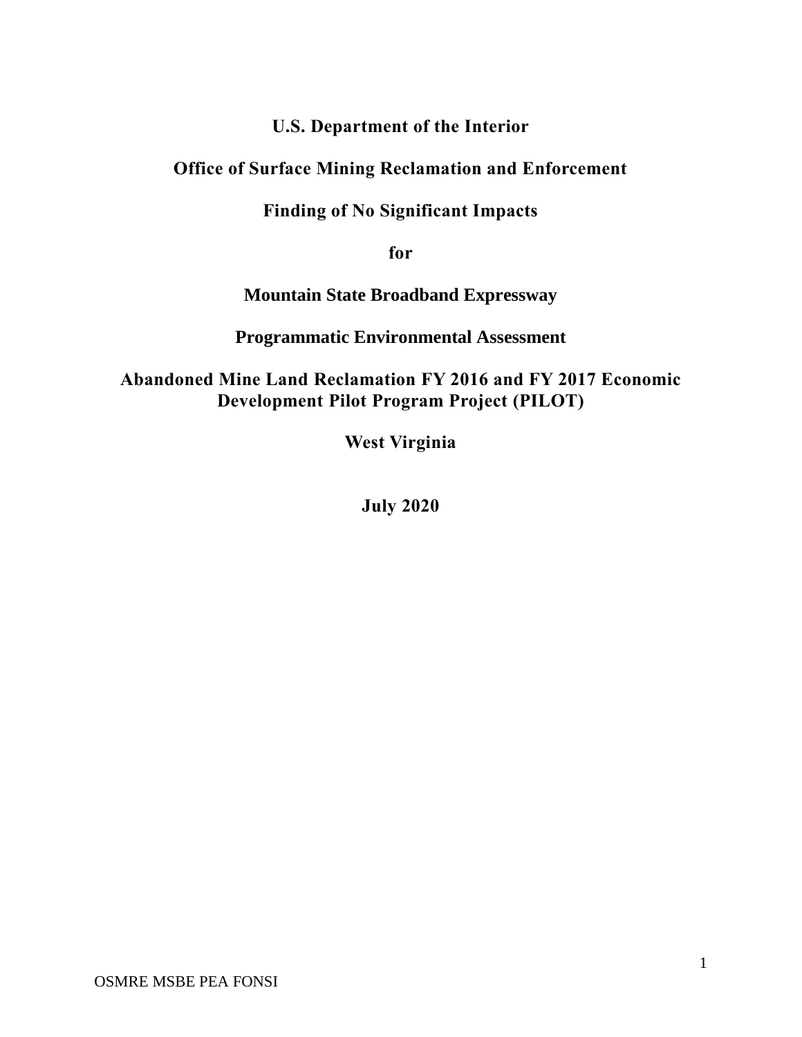# U.S. Department of the Interior

## Office of Surface Mining Reclamation and Enforcement

## Finding of No Significant Impacts

## for

## Mountain State Broadband Expressway

## Programmatic Environmental Assessment

## Abandoned Mine Land Reclamation FY 2016 and FY 2017 Economic Development Pilot Program Project (PILOT)

## West Virginia

**July 2020**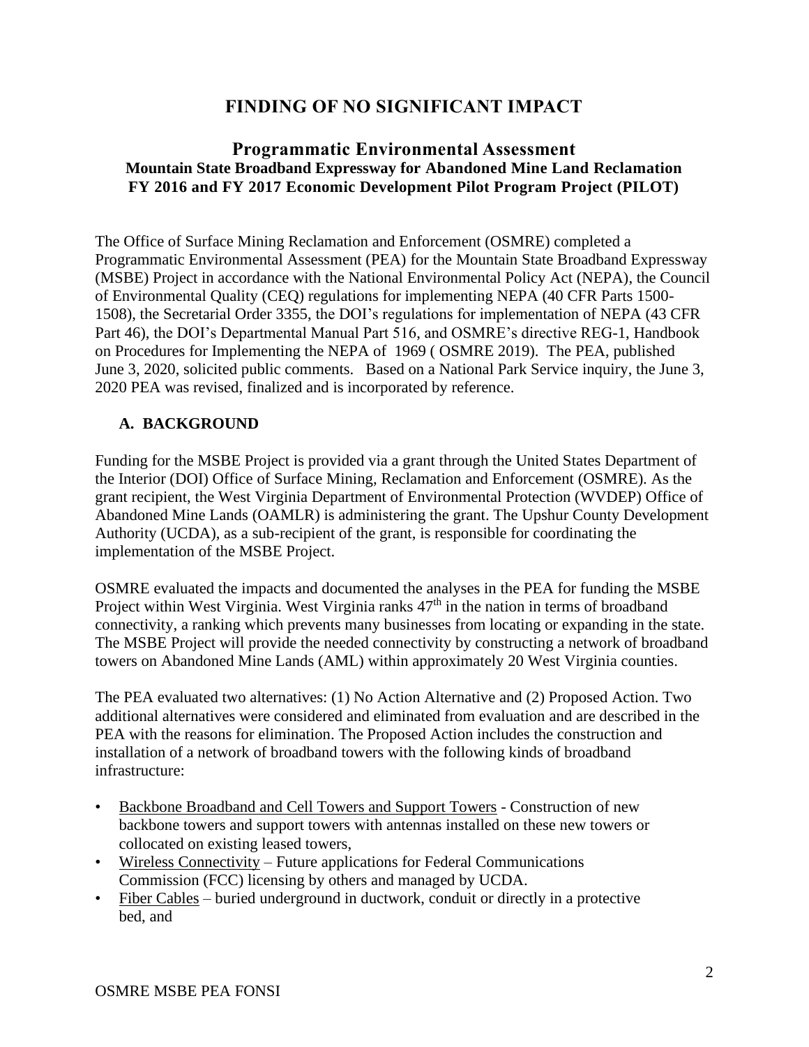# FINDING OF NO SIGNIFICANT IMPACT

## Programmatic Environmental Assessment

### Mountain State Broadband Expressway for Abandoned Mine Land Reclamation FY 2016 and FY 2017 Economic Development Pilot Program Project (PILOT)

The Office of Surface Mining Reclamation and Enforcement (OSMRE) completed a Programmatic Environmental Assessment (PEA) for the Mountain State Broadband Expressway (MSBE) Project in accordance with the National Environmental Policy Act (NEPA), the Council of Environmental Quality (CEQ) regulations for implementing NEPA (40 CFR Parts 1500-1508), the Secretarial Order 3355, the DOI's regulations for implementation of NEPA (43 CFR Part 46), the DOI's Departmental Manual Part 516, and OSMRE's directive REG-1, Handbook on Procedures for Implementing the NEPA of 1969 ( OSMRE 2019). The PEA, published June 3, 2020, solicited public comments. Based on a National Park Service inquiry, the June 3, 2020 PEA was revised, finalized and is incorporated by reference.

## A. BACKGROUND

Funding for the MSBE Project is provided via a grant through the United States Department of the Interior (DOI) Office of Surface Mining, Reclamation and Enforcement (OSMRE). As the grant recipient, the West Virginia Department of Environmental Protection (WVDEP) Office of Abandoned Mine Lands (OAMLR) is administering the grant. The Upshur County Development Authority (UCDA), as a sub-recipient of the grant, is responsible for coordinating the implementation of the MSBE Project.

OSMRE evaluated the impacts and documented the analyses in the PEA for funding the MSBE Project within West Virginia. West Virginia ranks 47th in the nation in terms of broadband connectivity, a ranking which prevents many businesses from locating or expanding in the state. The MSBE Project will provide the needed connectivity by constructing a network of broadband towers on Abandoned Mine Lands (AML) within approximately 20 West Virginia counties.

The PEA evaluated two alternatives: (1) No Action Alternative and (2) Proposed Action. Two additional alternatives were considered and eliminated from evaluation and are described in the PEA with the reasons for elimination. The Proposed Action includes the construction and installation of a network of broadband towers with the following kinds of broadband infrastructure:

- Backbone Broadband and Cell Towers and Support Towers - Construction of new backbone towers and support towers with antennas installed on these new towers or collocated on existing leased towers,
- Wireless Connectivity – Future applications for Federal Communications Commission (FCC) licensing by others and managed by UCDA.
- Fiber Cables – buried underground in ductwork, conduit or directly in a protective bed, and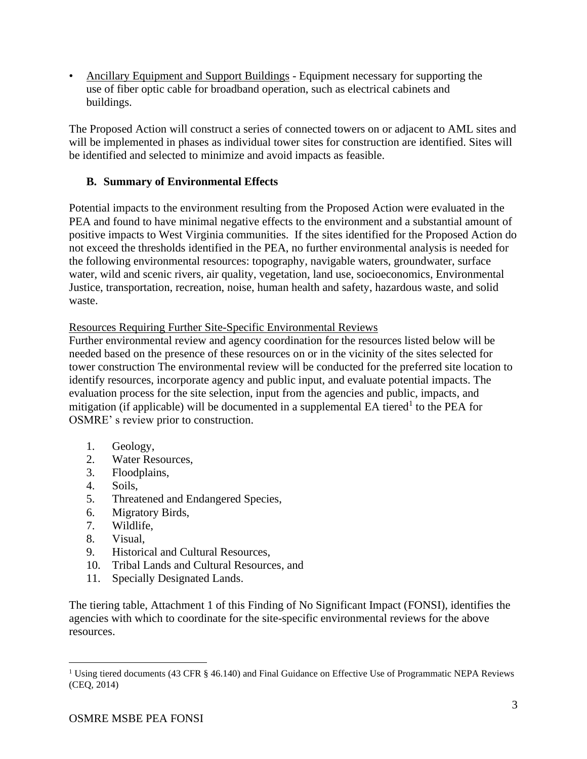- Ancillary Equipment and Support Buildings - Equipment necessary for supporting the use of fiber optic cable for broadband operation, such as electrical cabinets and buildings.

The Proposed Action will construct a series of connected towers on or adjacent to AML sites and will be implemented in phases as individual tower sites for construction are identified. Sites will be identified and selected to minimize and avoid impacts as feasible.

### B. Summary of Environmental Effects

Potential impacts to the environment resulting from the Proposed Action were evaluated in the PEA and found to have minimal negative effects to the environment and a substantial amount of positive impacts to West Virginia communities. If the sites identified for the Proposed Action do not exceed the thresholds identified in the PEA, no further environmental analysis is needed for the following environmental resources: topography, navigable waters, groundwater, surface water, wild and scenic rivers, air quality, vegetation, land use, socioeconomics, Environmental Justice, transportation, recreation, noise, human health and safety, hazardous waste, and solid waste.

Resources Requiring Further Site-Specific Environmental Reviews

Further environmental review and agency coordination for the resources listed below will be needed based on the presence of these resources on or in the vicinity of the sites selected for tower construction The environmental review will be conducted for the preferred site location to identify resources, incorporate agency and public input, and evaluate potential impacts. The evaluation process for the site selection, input from the agencies and public, impacts, and mitigation (if applicable) will be documented in a supplemental EA tiered[1] to the PEA for OSMRE' s review prior to construction.

1. Geology,
2. Water Resources,
3. Floodplains,
4. Soils,
5. Threatened and Endangered Species,
6. Migratory Birds,
7. Wildlife,
8. Visual,
9. Historical and Cultural Resources,
10. Tribal Lands and Cultural Resources, and
11. Specially Designated Lands.

The tiering table, Attachment 1 of this Finding of No Significant Impact (FONSI), identifies the agencies with which to coordinate for the site-specific environmental reviews for the above resources.

[1] Using tiered documents (43 CFR § 46.140) and Final Guidance on Effective Use of Programmatic NEPA Reviews (CEQ, 2014)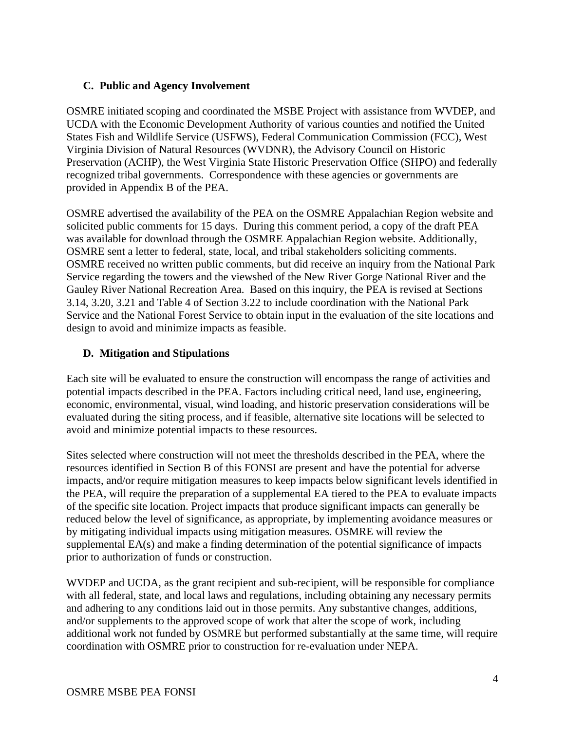### C. Public and Agency Involvement

OSMRE initiated scoping and coordinated the MSBE Project with assistance from WVDEP, and UCDA with the Economic Development Authority of various counties and notified the United States Fish and Wildlife Service (USFWS), Federal Communication Commission (FCC), West Virginia Division of Natural Resources (WVDNR), the Advisory Council on Historic Preservation (ACHP), the West Virginia State Historic Preservation Office (SHPO) and federally recognized tribal governments. Correspondence with these agencies or governments are provided in Appendix B of the PEA.

OSMRE advertised the availability of the PEA on the OSMRE Appalachian Region website and solicited public comments for 15 days. During this comment period, a copy of the draft PEA was available for download through the OSMRE Appalachian Region website. Additionally, OSMRE sent a letter to federal, state, local, and tribal stakeholders soliciting comments. OSMRE received no written public comments, but did receive an inquiry from the National Park Service regarding the towers and the viewshed of the New River Gorge National River and the Gauley River National Recreation Area. Based on this inquiry, the PEA is revised at Sections 3.14, 3.20, 3.21 and Table 4 of Section 3.22 to include coordination with the National Park Service and the National Forest Service to obtain input in the evaluation of the site locations and design to avoid and minimize impacts as feasible.

### D. Mitigation and Stipulations

Each site will be evaluated to ensure the construction will encompass the range of activities and potential impacts described in the PEA. Factors including critical need, land use, engineering, economic, environmental, visual, wind loading, and historic preservation considerations will be evaluated during the siting process, and if feasible, alternative site locations will be selected to avoid and minimize potential impacts to these resources.

Sites selected where construction will not meet the thresholds described in the PEA, where the resources identified in Section B of this FONSI are present and have the potential for adverse impacts, and/or require mitigation measures to keep impacts below significant levels identified in the PEA, will require the preparation of a supplemental EA tiered to the PEA to evaluate impacts of the specific site location. Project impacts that produce significant impacts can generally be reduced below the level of significance, as appropriate, by implementing avoidance measures or by mitigating individual impacts using mitigation measures. OSMRE will review the supplemental EA(s) and make a finding determination of the potential significance of impacts prior to authorization of funds or construction.

WVDEP and UCDA, as the grant recipient and sub-recipient, will be responsible for compliance with all federal, state, and local laws and regulations, including obtaining any necessary permits and adhering to any conditions laid out in those permits. Any substantive changes, additions, and/or supplements to the approved scope of work that alter the scope of work, including additional work not funded by OSMRE but performed substantially at the same time, will require coordination with OSMRE prior to construction for re-evaluation under NEPA.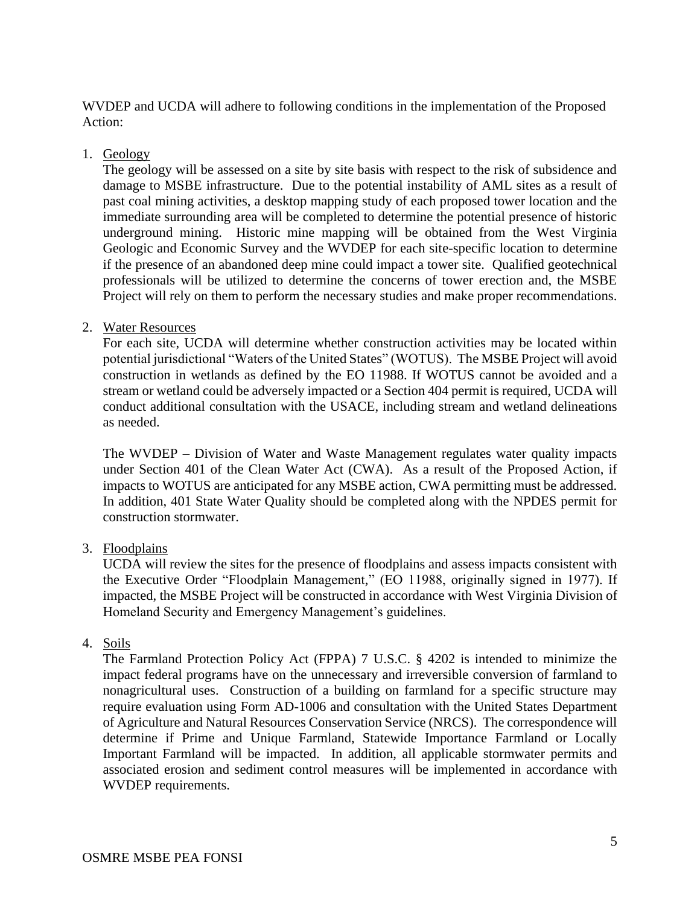WVDEP and UCDA will adhere to following conditions in the implementation of the Proposed Action:

1. Geology

   The geology will be assessed on a site by site basis with respect to the risk of subsidence and damage to MSBE infrastructure. Due to the potential instability of AML sites as a result of past coal mining activities, a desktop mapping study of each proposed tower location and the immediate surrounding area will be completed to determine the potential presence of historic underground mining. Historic mine mapping will be obtained from the West Virginia Geologic and Economic Survey and the WVDEP for each site-specific location to determine if the presence of an abandoned deep mine could impact a tower site. Qualified geotechnical professionals will be utilized to determine the concerns of tower erection and, the MSBE Project will rely on them to perform the necessary studies and make proper recommendations.

2. Water Resources

   For each site, UCDA will determine whether construction activities may be located within potential jurisdictional "Waters of the United States" (WOTUS). The MSBE Project will avoid construction in wetlands as defined by the EO 11988. If WOTUS cannot be avoided and a stream or wetland could be adversely impacted or a Section 404 permit is required, UCDA will conduct additional consultation with the USACE, including stream and wetland delineations as needed.

   The WVDEP – Division of Water and Waste Management regulates water quality impacts under Section 401 of the Clean Water Act (CWA). As a result of the Proposed Action, if impacts to WOTUS are anticipated for any MSBE action, CWA permitting must be addressed. In addition, 401 State Water Quality should be completed along with the NPDES permit for construction stormwater.

3. Floodplains

   UCDA will review the sites for the presence of floodplains and assess impacts consistent with the Executive Order "Floodplain Management," (EO 11988, originally signed in 1977). If impacted, the MSBE Project will be constructed in accordance with West Virginia Division of Homeland Security and Emergency Management's guidelines.

4. Soils

   The Farmland Protection Policy Act (FPPA) 7 U.S.C. § 4202 is intended to minimize the impact federal programs have on the unnecessary and irreversible conversion of farmland to nonagricultural uses. Construction of a building on farmland for a specific structure may require evaluation using Form AD-1006 and consultation with the United States Department of Agriculture and Natural Resources Conservation Service (NRCS). The correspondence will determine if Prime and Unique Farmland, Statewide Importance Farmland or Locally Important Farmland will be impacted. In addition, all applicable stormwater permits and associated erosion and sediment control measures will be implemented in accordance with WVDEP requirements.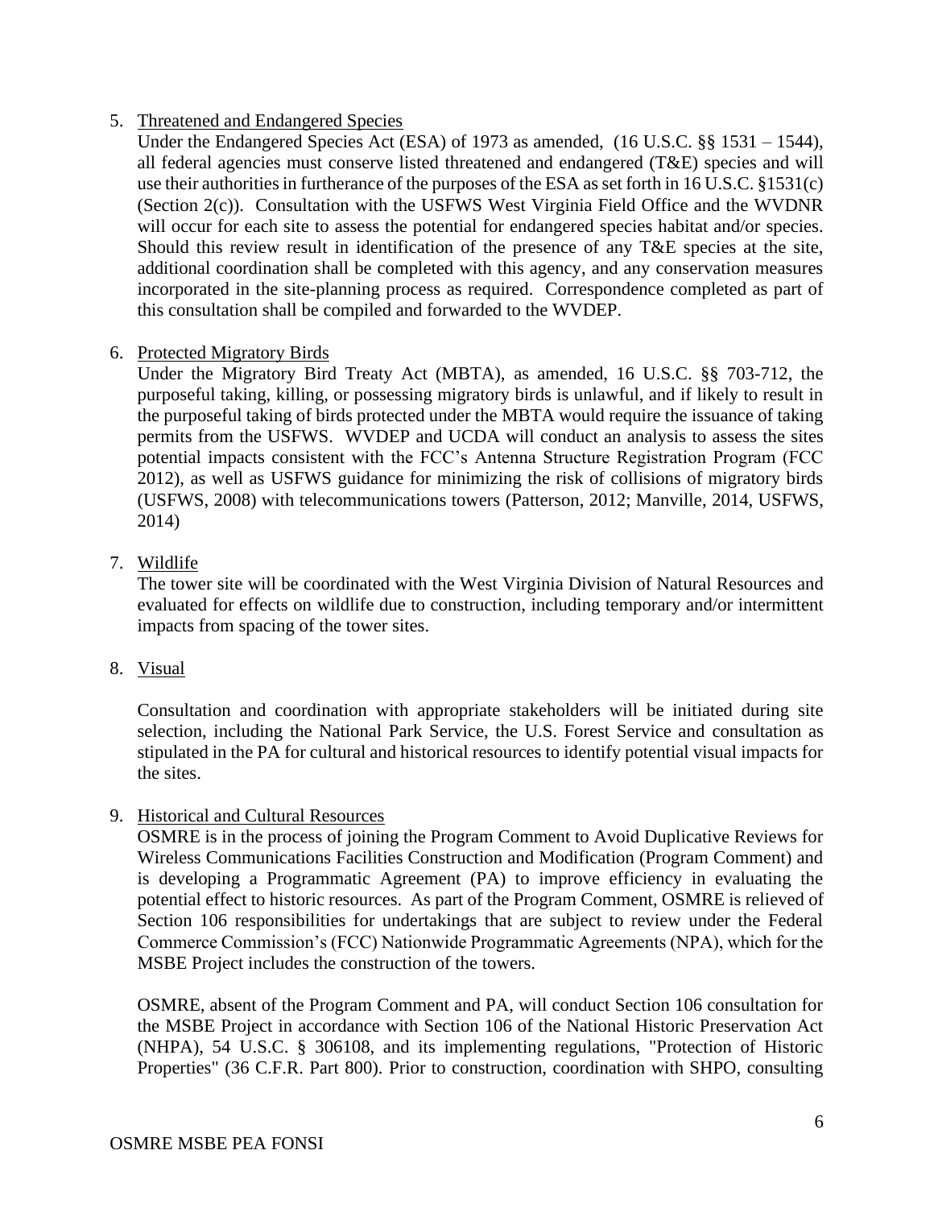5. Threatened and Endangered Species

   Under the Endangered Species Act (ESA) of 1973 as amended, (16 U.S.C. §§ 1531 – 1544), all federal agencies must conserve listed threatened and endangered (T&E) species and will use their authorities in furtherance of the purposes of the ESA as set forth in 16 U.S.C. §1531(c) (Section 2(c)). Consultation with the USFWS West Virginia Field Office and the WVDNR will occur for each site to assess the potential for endangered species habitat and/or species. Should this review result in identification of the presence of any T&E species at the site, additional coordination shall be completed with this agency, and any conservation measures incorporated in the site-planning process as required. Correspondence completed as part of this consultation shall be compiled and forwarded to the WVDEP.

6. Protected Migratory Birds

   Under the Migratory Bird Treaty Act (MBTA), as amended, 16 U.S.C. §§ 703-712, the purposeful taking, killing, or possessing migratory birds is unlawful, and if likely to result in the purposeful taking of birds protected under the MBTA would require the issuance of taking permits from the USFWS. WVDEP and UCDA will conduct an analysis to assess the sites potential impacts consistent with the FCC's Antenna Structure Registration Program (FCC 2012), as well as USFWS guidance for minimizing the risk of collisions of migratory birds (USFWS, 2008) with telecommunications towers (Patterson, 2012; Manville, 2014, USFWS, 2014)

7. Wildlife

   The tower site will be coordinated with the West Virginia Division of Natural Resources and evaluated for effects on wildlife due to construction, including temporary and/or intermittent impacts from spacing of the tower sites.

8. Visual

   Consultation and coordination with appropriate stakeholders will be initiated during site selection, including the National Park Service, the U.S. Forest Service and consultation as stipulated in the PA for cultural and historical resources to identify potential visual impacts for the sites.

9. Historical and Cultural Resources

   OSMRE is in the process of joining the Program Comment to Avoid Duplicative Reviews for Wireless Communications Facilities Construction and Modification (Program Comment) and is developing a Programmatic Agreement (PA) to improve efficiency in evaluating the potential effect to historic resources. As part of the Program Comment, OSMRE is relieved of Section 106 responsibilities for undertakings that are subject to review under the Federal Commerce Commission's (FCC) Nationwide Programmatic Agreements (NPA), which for the MSBE Project includes the construction of the towers.

   OSMRE, absent of the Program Comment and PA, will conduct Section 106 consultation for the MSBE Project in accordance with Section 106 of the National Historic Preservation Act (NHPA), 54 U.S.C. § 306108, and its implementing regulations, "Protection of Historic Properties" (36 C.F.R. Part 800). Prior to construction, coordination with SHPO, consulting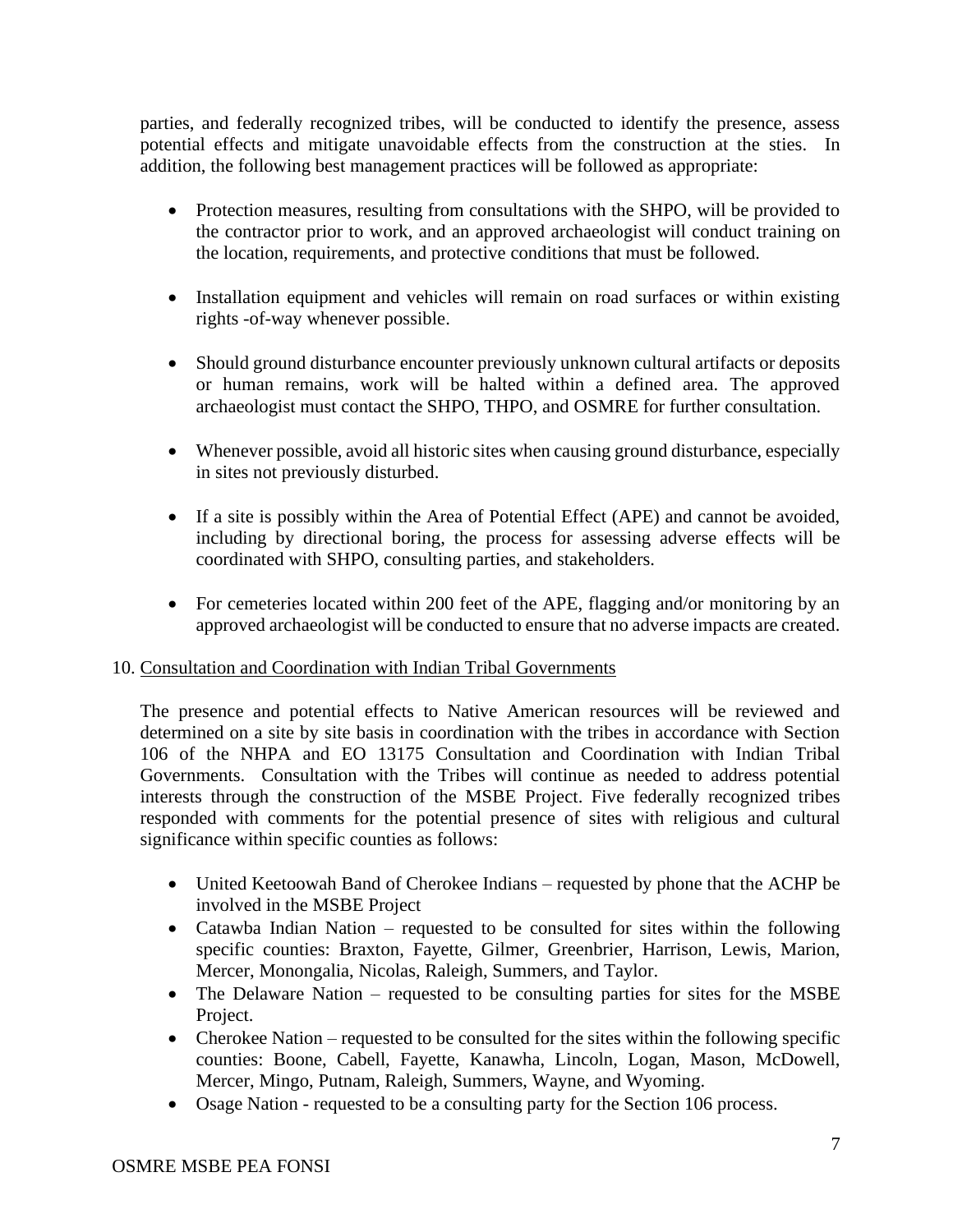parties, and federally recognized tribes, will be conducted to identify the presence, assess potential effects and mitigate unavoidable effects from the construction at the sties. In addition, the following best management practices will be followed as appropriate:

- Protection measures, resulting from consultations with the SHPO, will be provided to the contractor prior to work, and an approved archaeologist will conduct training on the location, requirements, and protective conditions that must be followed.

- Installation equipment and vehicles will remain on road surfaces or within existing rights -of-way whenever possible.

- Should ground disturbance encounter previously unknown cultural artifacts or deposits or human remains, work will be halted within a defined area. The approved archaeologist must contact the SHPO, THPO, and OSMRE for further consultation.

- Whenever possible, avoid all historic sites when causing ground disturbance, especially in sites not previously disturbed.

- If a site is possibly within the Area of Potential Effect (APE) and cannot be avoided, including by directional boring, the process for assessing adverse effects will be coordinated with SHPO, consulting parties, and stakeholders.

- For cemeteries located within 200 feet of the APE, flagging and/or monitoring by an approved archaeologist will be conducted to ensure that no adverse impacts are created.

10. Consultation and Coordination with Indian Tribal Governments

The presence and potential effects to Native American resources will be reviewed and determined on a site by site basis in coordination with the tribes in accordance with Section 106 of the NHPA and EO 13175 Consultation and Coordination with Indian Tribal Governments. Consultation with the Tribes will continue as needed to address potential interests through the construction of the MSBE Project. Five federally recognized tribes responded with comments for the potential presence of sites with religious and cultural significance within specific counties as follows:

- United Keetoowah Band of Cherokee Indians – requested by phone that the ACHP be involved in the MSBE Project
- Catawba Indian Nation – requested to be consulted for sites within the following specific counties: Braxton, Fayette, Gilmer, Greenbrier, Harrison, Lewis, Marion, Mercer, Monongalia, Nicolas, Raleigh, Summers, and Taylor.
- The Delaware Nation – requested to be consulting parties for sites for the MSBE Project.
- Cherokee Nation – requested to be consulted for the sites within the following specific counties: Boone, Cabell, Fayette, Kanawha, Lincoln, Logan, Mason, McDowell, Mercer, Mingo, Putnam, Raleigh, Summers, Wayne, and Wyoming.
- Osage Nation - requested to be a consulting party for the Section 106 process.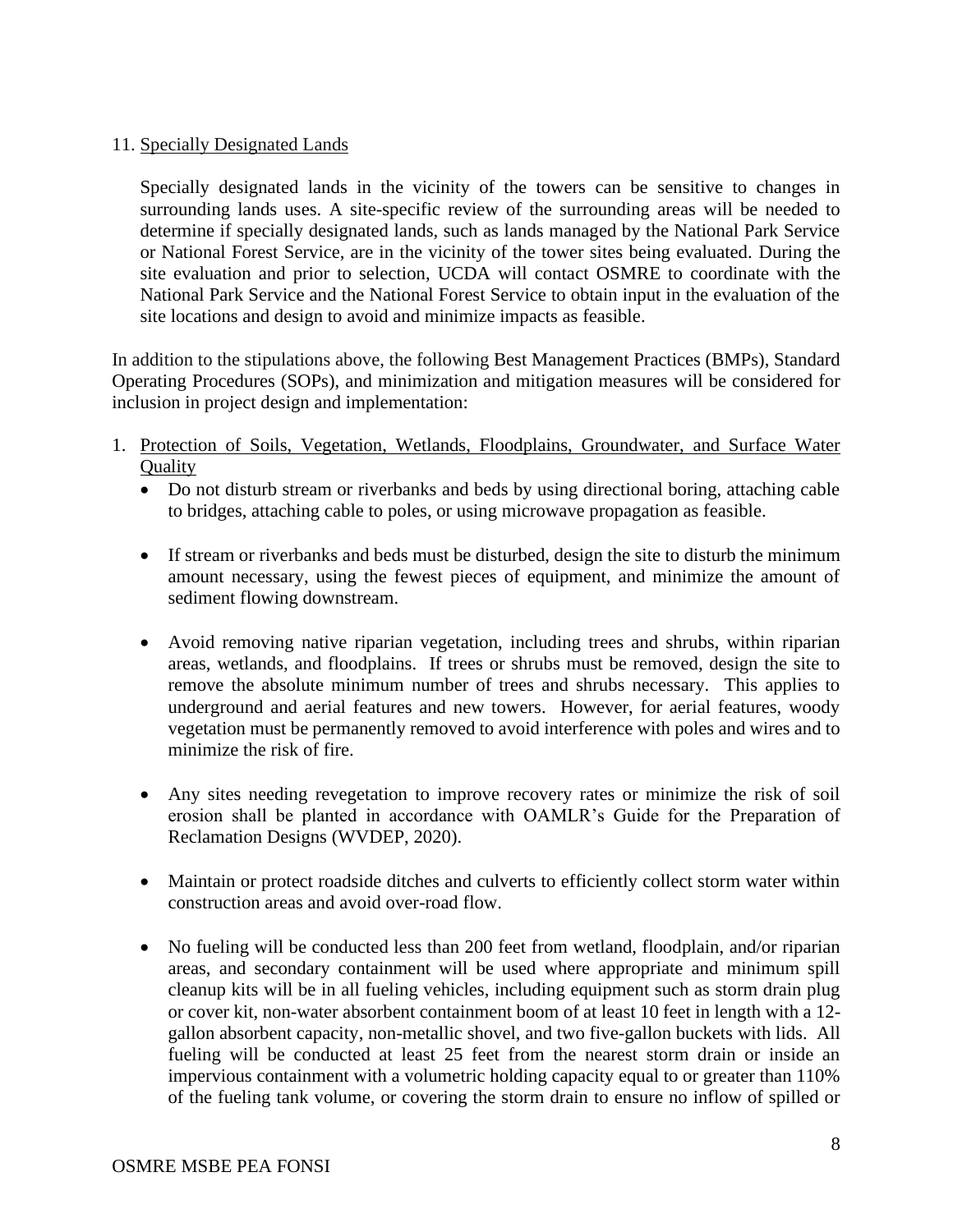11. <u>Specially Designated Lands</u>

    Specially designated lands in the vicinity of the towers can be sensitive to changes in surrounding lands uses. A site-specific review of the surrounding areas will be needed to determine if specially designated lands, such as lands managed by the National Park Service or National Forest Service, are in the vicinity of the tower sites being evaluated. During the site evaluation and prior to selection, UCDA will contact OSMRE to coordinate with the National Park Service and the National Forest Service to obtain input in the evaluation of the site locations and design to avoid and minimize impacts as feasible.

In addition to the stipulations above, the following Best Management Practices (BMPs), Standard Operating Procedures (SOPs), and minimization and mitigation measures will be considered for inclusion in project design and implementation:

1. <u>Protection of Soils, Vegetation, Wetlands, Floodplains, Groundwater, and Surface Water Quality</u>
   - Do not disturb stream or riverbanks and beds by using directional boring, attaching cable to bridges, attaching cable to poles, or using microwave propagation as feasible.
   - If stream or riverbanks and beds must be disturbed, design the site to disturb the minimum amount necessary, using the fewest pieces of equipment, and minimize the amount of sediment flowing downstream.
   - Avoid removing native riparian vegetation, including trees and shrubs, within riparian areas, wetlands, and floodplains. If trees or shrubs must be removed, design the site to remove the absolute minimum number of trees and shrubs necessary. This applies to underground and aerial features and new towers. However, for aerial features, woody vegetation must be permanently removed to avoid interference with poles and wires and to minimize the risk of fire.
   - Any sites needing revegetation to improve recovery rates or minimize the risk of soil erosion shall be planted in accordance with OAMLR's Guide for the Preparation of Reclamation Designs (WVDEP, 2020).
   - Maintain or protect roadside ditches and culverts to efficiently collect storm water within construction areas and avoid over-road flow.
   - No fueling will be conducted less than 200 feet from wetland, floodplain, and/or riparian areas, and secondary containment will be used where appropriate and minimum spill cleanup kits will be in all fueling vehicles, including equipment such as storm drain plug or cover kit, non-water absorbent containment boom of at least 10 feet in length with a 12-gallon absorbent capacity, non-metallic shovel, and two five-gallon buckets with lids. All fueling will be conducted at least 25 feet from the nearest storm drain or inside an impervious containment with a volumetric holding capacity equal to or greater than 110% of the fueling tank volume, or covering the storm drain to ensure no inflow of spilled or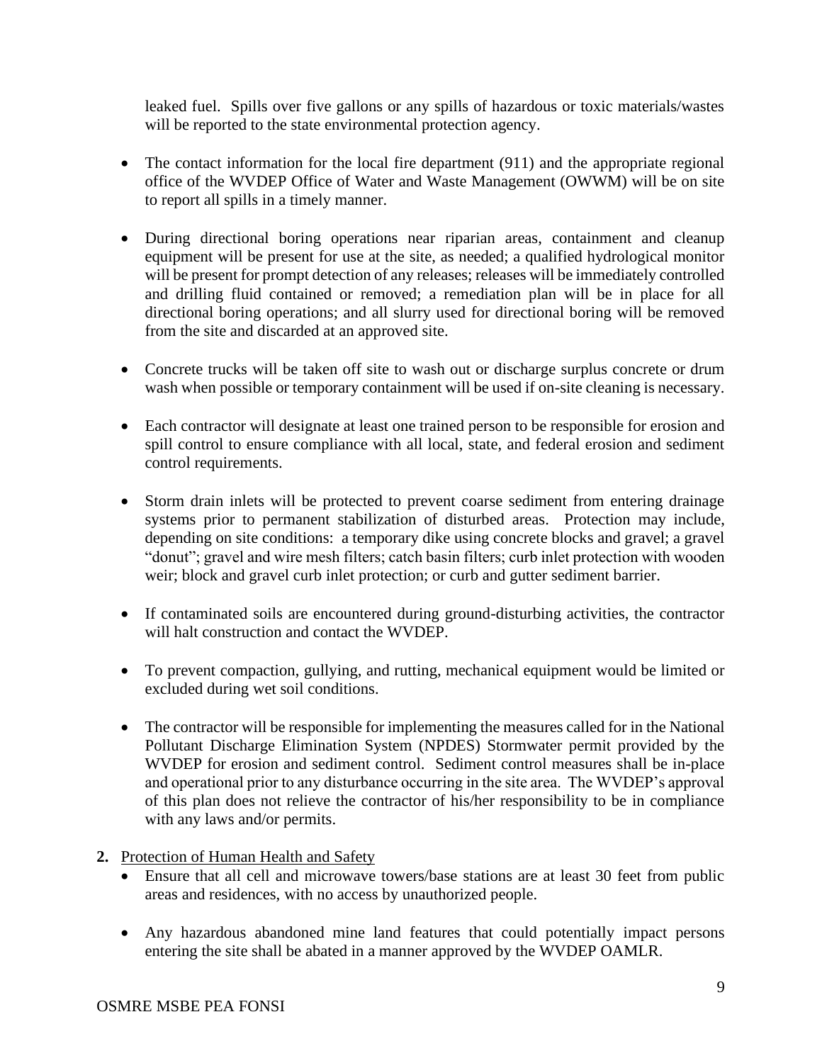leaked fuel. Spills over five gallons or any spills of hazardous or toxic materials/wastes will be reported to the state environmental protection agency.

- The contact information for the local fire department (911) and the appropriate regional office of the WVDEP Office of Water and Waste Management (OWWM) will be on site to report all spills in a timely manner.

- During directional boring operations near riparian areas, containment and cleanup equipment will be present for use at the site, as needed; a qualified hydrological monitor will be present for prompt detection of any releases; releases will be immediately controlled and drilling fluid contained or removed; a remediation plan will be in place for all directional boring operations; and all slurry used for directional boring will be removed from the site and discarded at an approved site.

- Concrete trucks will be taken off site to wash out or discharge surplus concrete or drum wash when possible or temporary containment will be used if on-site cleaning is necessary.

- Each contractor will designate at least one trained person to be responsible for erosion and spill control to ensure compliance with all local, state, and federal erosion and sediment control requirements.

- Storm drain inlets will be protected to prevent coarse sediment from entering drainage systems prior to permanent stabilization of disturbed areas. Protection may include, depending on site conditions: a temporary dike using concrete blocks and gravel; a gravel "donut"; gravel and wire mesh filters; catch basin filters; curb inlet protection with wooden weir; block and gravel curb inlet protection; or curb and gutter sediment barrier.

- If contaminated soils are encountered during ground-disturbing activities, the contractor will halt construction and contact the WVDEP.

- To prevent compaction, gullying, and rutting, mechanical equipment would be limited or excluded during wet soil conditions.

- The contractor will be responsible for implementing the measures called for in the National Pollutant Discharge Elimination System (NPDES) Stormwater permit provided by the WVDEP for erosion and sediment control. Sediment control measures shall be in-place and operational prior to any disturbance occurring in the site area. The WVDEP's approval of this plan does not relieve the contractor of his/her responsibility to be in compliance with any laws and/or permits.

**2.** Protection of Human Health and Safety

- Ensure that all cell and microwave towers/base stations are at least 30 feet from public areas and residences, with no access by unauthorized people.

- Any hazardous abandoned mine land features that could potentially impact persons entering the site shall be abated in a manner approved by the WVDEP OAMLR.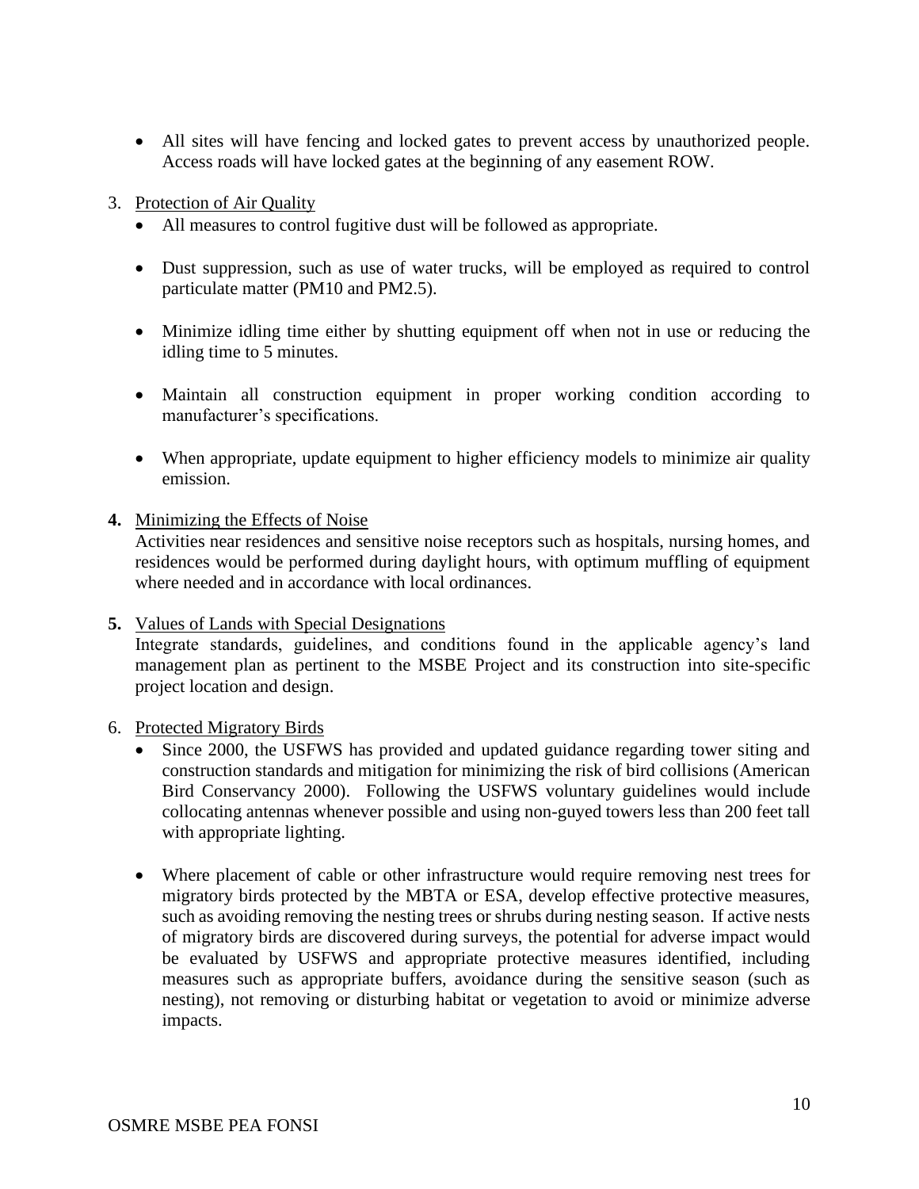- All sites will have fencing and locked gates to prevent access by unauthorized people. Access roads will have locked gates at the beginning of any easement ROW.

3. Protection of Air Quality
   - All measures to control fugitive dust will be followed as appropriate.
   - Dust suppression, such as use of water trucks, will be employed as required to control particulate matter (PM10 and PM2.5).
   - Minimize idling time either by shutting equipment off when not in use or reducing the idling time to 5 minutes.
   - Maintain all construction equipment in proper working condition according to manufacturer's specifications.
   - When appropriate, update equipment to higher efficiency models to minimize air quality emission.

4. Minimizing the Effects of Noise
   Activities near residences and sensitive noise receptors such as hospitals, nursing homes, and residences would be performed during daylight hours, with optimum muffling of equipment where needed and in accordance with local ordinances.

5. Values of Lands with Special Designations
   Integrate standards, guidelines, and conditions found in the applicable agency's land management plan as pertinent to the MSBE Project and its construction into site-specific project location and design.

6. Protected Migratory Birds
   - Since 2000, the USFWS has provided and updated guidance regarding tower siting and construction standards and mitigation for minimizing the risk of bird collisions (American Bird Conservancy 2000). Following the USFWS voluntary guidelines would include collocating antennas whenever possible and using non-guyed towers less than 200 feet tall with appropriate lighting.
   - Where placement of cable or other infrastructure would require removing nest trees for migratory birds protected by the MBTA or ESA, develop effective protective measures, such as avoiding removing the nesting trees or shrubs during nesting season. If active nests of migratory birds are discovered during surveys, the potential for adverse impact would be evaluated by USFWS and appropriate protective measures identified, including measures such as appropriate buffers, avoidance during the sensitive season (such as nesting), not removing or disturbing habitat or vegetation to avoid or minimize adverse impacts.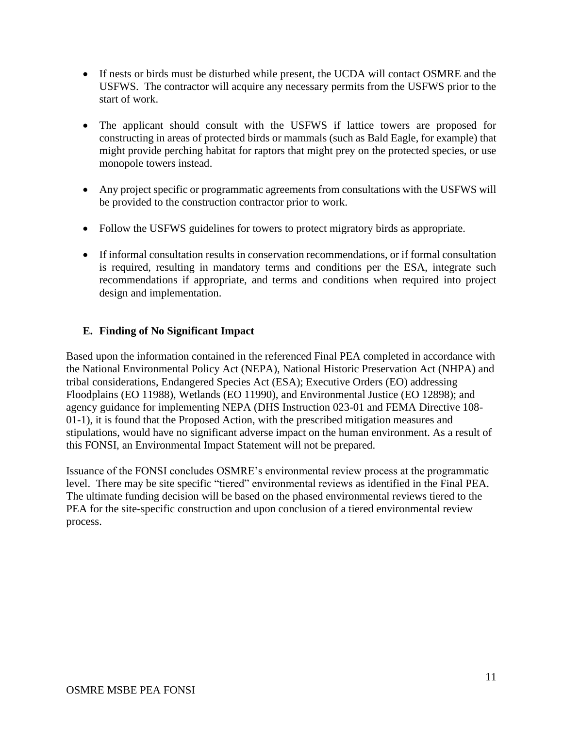- If nests or birds must be disturbed while present, the UCDA will contact OSMRE and the USFWS. The contractor will acquire any necessary permits from the USFWS prior to the start of work.

- The applicant should consult with the USFWS if lattice towers are proposed for constructing in areas of protected birds or mammals (such as Bald Eagle, for example) that might provide perching habitat for raptors that might prey on the protected species, or use monopole towers instead.

- Any project specific or programmatic agreements from consultations with the USFWS will be provided to the construction contractor prior to work.

- Follow the USFWS guidelines for towers to protect migratory birds as appropriate.

- If informal consultation results in conservation recommendations, or if formal consultation is required, resulting in mandatory terms and conditions per the ESA, integrate such recommendations if appropriate, and terms and conditions when required into project design and implementation.

### E. Finding of No Significant Impact

Based upon the information contained in the referenced Final PEA completed in accordance with the National Environmental Policy Act (NEPA), National Historic Preservation Act (NHPA) and tribal considerations, Endangered Species Act (ESA); Executive Orders (EO) addressing Floodplains (EO 11988), Wetlands (EO 11990), and Environmental Justice (EO 12898); and agency guidance for implementing NEPA (DHS Instruction 023-01 and FEMA Directive 108-01-1), it is found that the Proposed Action, with the prescribed mitigation measures and stipulations, would have no significant adverse impact on the human environment. As a result of this FONSI, an Environmental Impact Statement will not be prepared.

Issuance of the FONSI concludes OSMRE's environmental review process at the programmatic level. There may be site specific "tiered" environmental reviews as identified in the Final PEA. The ultimate funding decision will be based on the phased environmental reviews tiered to the PEA for the site-specific construction and upon conclusion of a tiered environmental review process.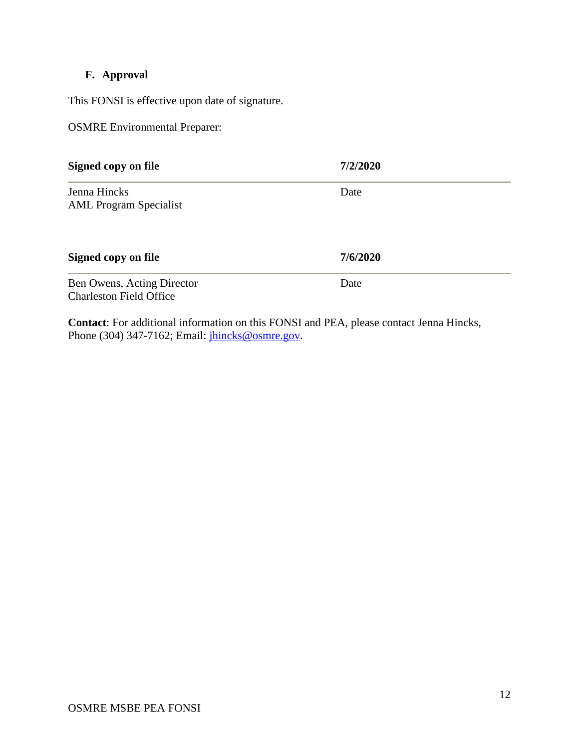### F. Approval

This FONSI is effective upon date of signature.

OSMRE Environmental Preparer:

| **Signed copy on file** | **7/2/2020** |
|---|---|
| Jenna Hincks<br>AML Program Specialist | Date |

| **Signed copy on file** | **7/6/2020** |
|---|---|
| Ben Owens, Acting Director<br>Charleston Field Office | Date |

**Contact**: For additional information on this FONSI and PEA, please contact Jenna Hincks, Phone (304) 347-7162; Email: jhincks@osmre.gov.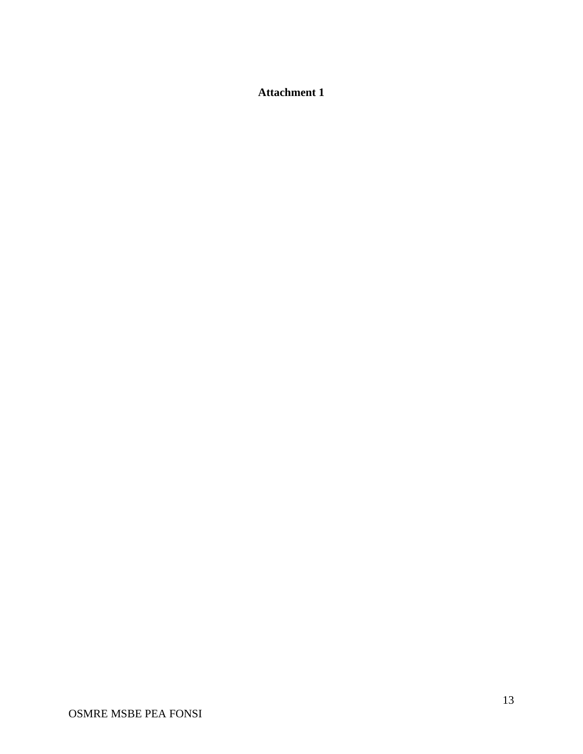**Attachment 1**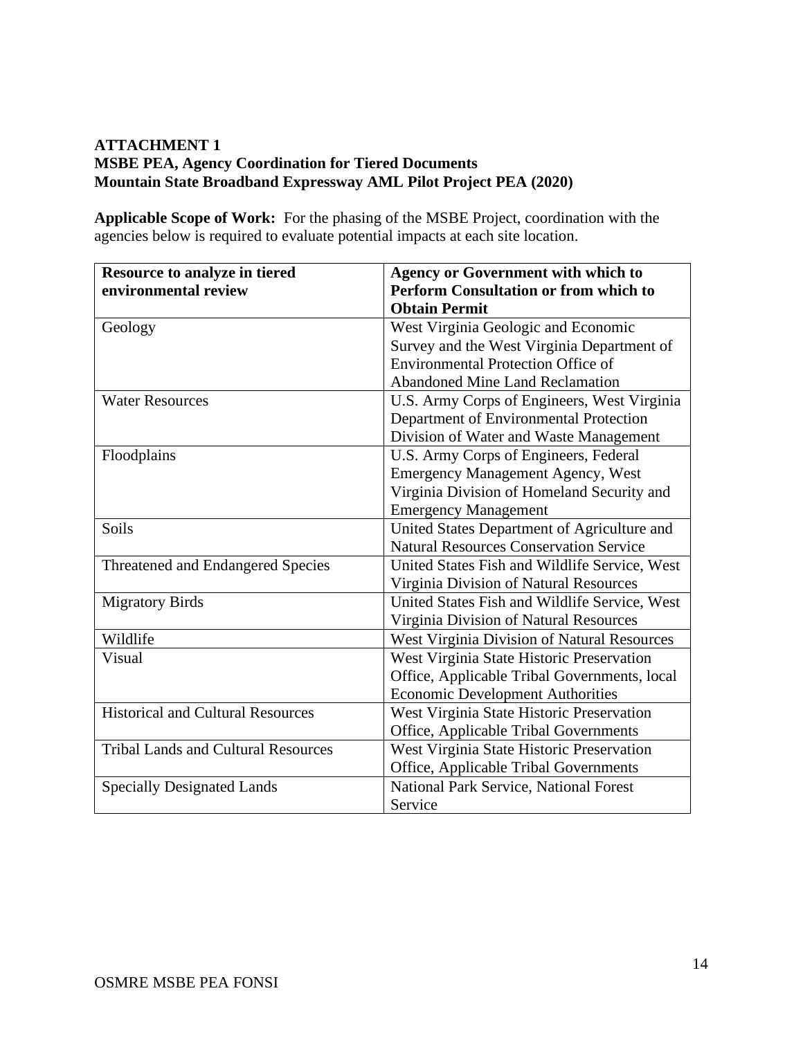**ATTACHMENT 1**
**MSBE PEA, Agency Coordination for Tiered Documents**
**Mountain State Broadband Expressway AML Pilot Project PEA (2020)**

**Applicable Scope of Work:** For the phasing of the MSBE Project, coordination with the agencies below is required to evaluate potential impacts at each site location.

| Resource to analyze in tiered environmental review | Agency or Government with which to Perform Consultation or from which to Obtain Permit |
|---|---|
| Geology | West Virginia Geologic and Economic Survey and the West Virginia Department of Environmental Protection Office of Abandoned Mine Land Reclamation |
| Water Resources | U.S. Army Corps of Engineers, West Virginia Department of Environmental Protection Division of Water and Waste Management |
| Floodplains | U.S. Army Corps of Engineers, Federal Emergency Management Agency, West Virginia Division of Homeland Security and Emergency Management |
| Soils | United States Department of Agriculture and Natural Resources Conservation Service |
| Threatened and Endangered Species | United States Fish and Wildlife Service, West Virginia Division of Natural Resources |
| Migratory Birds | United States Fish and Wildlife Service, West Virginia Division of Natural Resources |
| Wildlife | West Virginia Division of Natural Resources |
| Visual | West Virginia State Historic Preservation Office, Applicable Tribal Governments, local Economic Development Authorities |
| Historical and Cultural Resources | West Virginia State Historic Preservation Office, Applicable Tribal Governments |
| Tribal Lands and Cultural Resources | West Virginia State Historic Preservation Office, Applicable Tribal Governments |
| Specially Designated Lands | National Park Service, National Forest Service |